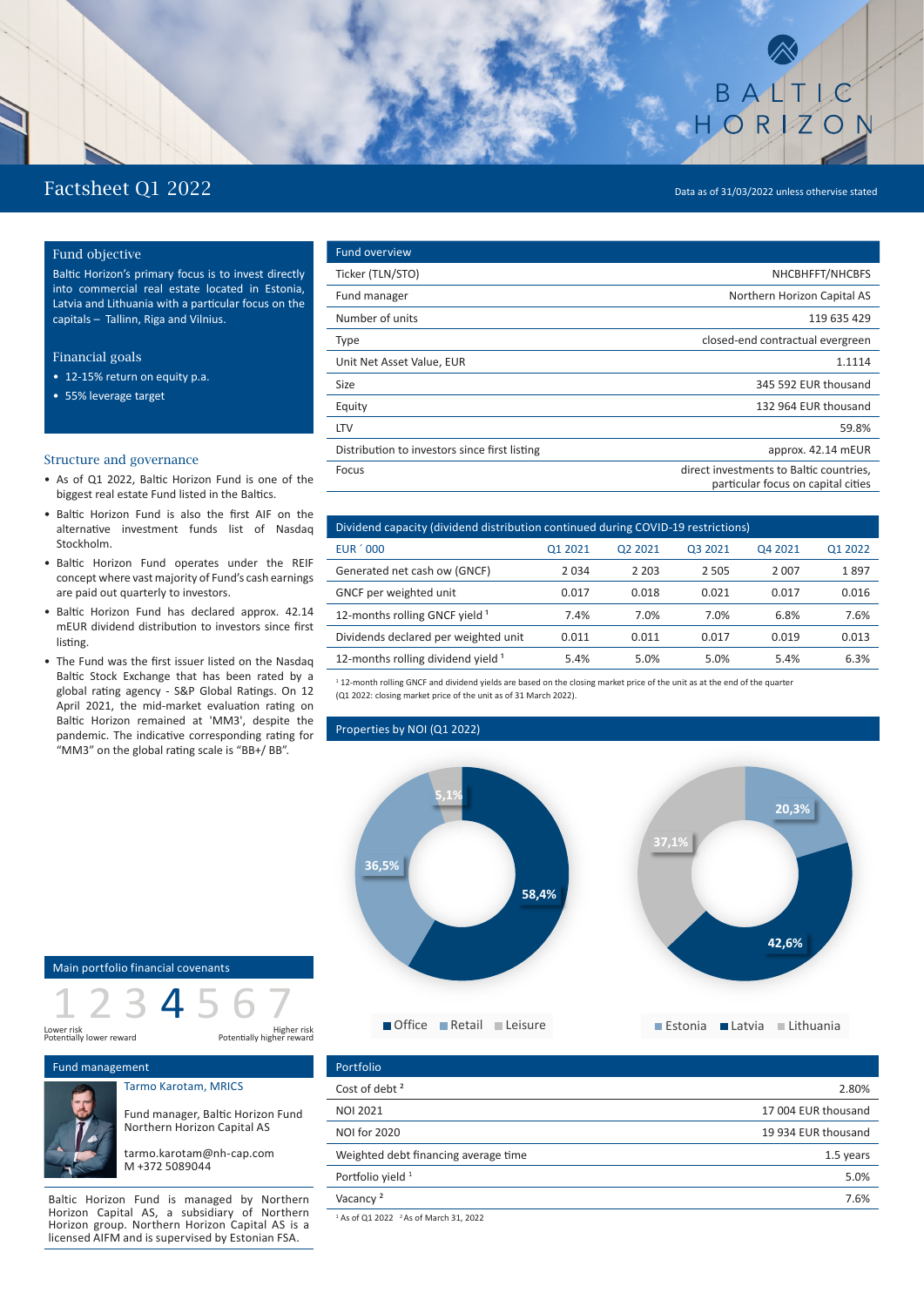# Factsheet Q1 2022

Data as of 31/03/2022 unless otherwise stated

## Fund objective

Baltic Horizon's primary focus is to invest directly into commercial real estate located in Estonia, Latvia and Lithuania with a particular focus on the capitals – Tallinn, Riga and Vilnius.

## Financial goals

- 12-15% return on equity p.a.
- 55% leverage target

## Structure and governance

- As of Q1 2022, Baltic Horizon Fund is one of the biggest real estate Fund listed in the Baltics.
- Baltic Horizon Fund is also the first AIF on the alternative investment funds list of Nasdaq Stockholm.
- Baltic Horizon Fund operates under the REIF concept where vast majority of Fund's cash earnings are paid out quarterly to investors.
- Baltic Horizon Fund has declared approx. 42.14 mEUR dividend distribution to investors since first listing.
- The Fund was the first issuer listed on the Nasdaq Baltic Stock Exchange that has been rated by a global rating agency - S&P Global Ratings. On 12 April 2021, the mid-market evaluation rating on Baltic Horizon remained at 'MM3', despite the pandemic. The indicative corresponding rating for "MM3" on the global rating scale is "BB+/ BB".

## Fund overview

| Fund overview | |
|---|---|
| Ticker (TLN/STO) | NHCBHFFT/NHCBFS |
| Fund manager | Northern Horizon Capital AS |
| Number of units | 119 635 429 |
| Type | closed-end contractual evergreen |
| Unit Net Asset Value, EUR | 1.1114 |
| Size | 345 592 EUR thousand |
| Equity | 132 964 EUR thousand |
| LTV | 59.8% |
| Distribution to investors since first listing | approx. 42.14 mEUR |
| Focus | direct investments to Baltic countries, particular focus on capital cities |

## Dividend capacity (dividend distribution continued during COVID-19 restrictions)

| EUR ´000 | Q1 2021 | Q2 2021 | Q3 2021 | Q4 2021 | Q1 2022 |
|---|---|---|---|---|---|
| Generated net cash ow (GNCF) | 2 034 | 2 203 | 2 505 | 2 007 | 1 897 |
| GNCF per weighted unit | 0.017 | 0.018 | 0.021 | 0.017 | 0.016 |
| 12-months rolling GNCF yield [1] | 7.4% | 7.0% | 7.0% | 6.8% | 7.6% |
| Dividends declared per weighted unit | 0.011 | 0.011 | 0.017 | 0.019 | 0.013 |
| 12-months rolling dividend yield [1] | 5.4% | 5.0% | 5.0% | 5.4% | 6.3% |

[1] 12-month rolling GNCF and dividend yields are based on the closing market price of the unit as at the end of the quarter (Q1 2022: closing market price of the unit as of 31 March 2022).

## Properties by NOI (Q1 2022)

| Segment | Share |
|---|---|
| Office | 58,4% |
| Retail | 36,5% |
| Leisure | 5,1% |

| Country | Share |
|---|---|
| Estonia | 20,3% |
| Latvia | 42,6% |
| Lithuania | 37,1% |

## Main portfolio financial covenants

1 2 3 **4** 5 6 7

Lower risk, Potentially lower reward — Higher risk, Potentially higher reward

## Fund management

Tarmo Karotam, MRICS

Fund manager, Baltic Horizon Fund
Northern Horizon Capital AS

tarmo.karotam@nh-cap.com
M +372 5089044

Baltic Horizon Fund is managed by Northern Horizon Capital AS, a subsidiary of Northern Horizon group. Northern Horizon Capital AS is a licensed AIFM and is supervised by Estonian FSA.

## Portfolio

| Portfolio | |
|---|---|
| Cost of debt [2] | 2.80% |
| NOI 2021 | 17 004 EUR thousand |
| NOI for 2020 | 19 934 EUR thousand |
| Weighted debt financing average time | 1.5 years |
| Portfolio yield [1] | 5.0% |
| Vacancy [2] | 7.6% |

[1] As of Q1 2022 [2] As of March 31, 2022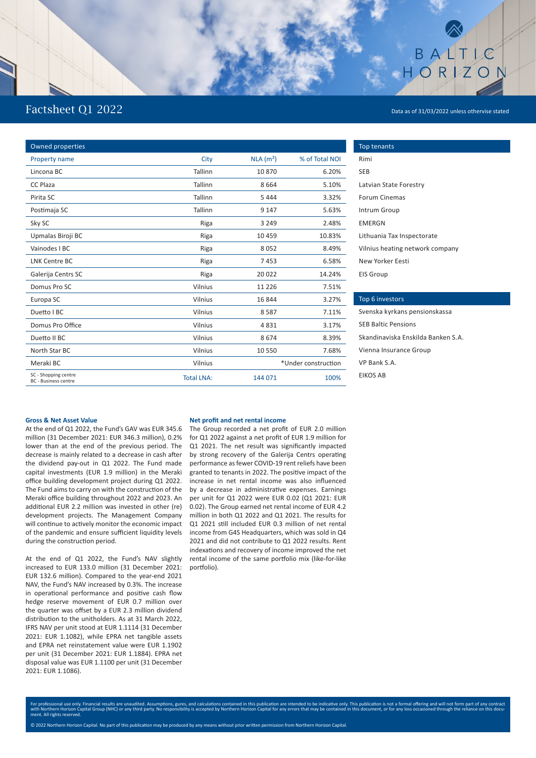# Factsheet Q1 2022

Data as of 31/03/2022 unless otherwise stated

| Owned properties | | | |
|---|---|---|---|
| Property name | City | NLA (m²) | % of Total NOI |
| Lincona BC | Tallinn | 10 870 | 6.20% |
| CC Plaza | Tallinn | 8 664 | 5.10% |
| Pirita SC | Tallinn | 5 444 | 3.32% |
| Postimaja SC | Tallinn | 9 147 | 5.63% |
| Sky SC | Riga | 3 249 | 2.48% |
| Upmalas Biroji BC | Riga | 10 459 | 10.83% |
| Vainodes I BC | Riga | 8 052 | 8.49% |
| LNK Centre BC | Riga | 7 453 | 6.58% |
| Galerija Centrs SC | Riga | 20 022 | 14.24% |
| Domus Pro SC | Vilnius | 11 226 | 7.51% |
| Europa SC | Vilnius | 16 844 | 3.27% |
| Duetto I BC | Vilnius | 8 587 | 7.11% |
| Domus Pro Office | Vilnius | 4 831 | 3.17% |
| Duetto II BC | Vilnius | 8 674 | 8.39% |
| North Star BC | Vilnius | 10 550 | 7.68% |
| Meraki BC | Vilnius | *Under construction | |
| SC - Shopping centre<br>BC - Business centre | Total LNA: | 144 071 | 100% |

| Top tenants |
|---|
| Rimi |
| SEB |
| Latvian State Forestry |
| Forum Cinemas |
| Intrum Group |
| EMERGN |
| Lithuania Tax Inspectorate |
| Vilnius heating network company |
| New Yorker Eesti |
| EIS Group |

| Top 6 investors |
|---|
| Svenska kyrkans pensionskassa |
| SEB Baltic Pensions |
| Skandinaviska Enskilda Banken S.A. |
| Vienna Insurance Group |
| VP Bank S.A. |
| EIKOS AB |

**Gross & Net Asset Value**

At the end of Q1 2022, the Fund's GAV was EUR 345.6 million (31 December 2021: EUR 346.3 million), 0.2% lower than at the end of the previous period. The decrease is mainly related to a decrease in cash after the dividend pay-out in Q1 2022. The Fund made capital investments (EUR 1.9 million) in the Meraki office building development project during Q1 2022. The Fund aims to carry on with the construction of the Meraki office building throughout 2022 and 2023. An additional EUR 2.2 million was invested in other (re) development projects. The Management Company will continue to actively monitor the economic impact of the pandemic and ensure sufficient liquidity levels during the construction period.

At the end of Q1 2022, the Fund's NAV slightly increased to EUR 133.0 million (31 December 2021: EUR 132.6 million). Compared to the year-end 2021 NAV, the Fund's NAV increased by 0.3%. The increase in operational performance and positive cash flow hedge reserve movement of EUR 0.7 million over the quarter was offset by a EUR 2.3 million dividend distribution to the unitholders. As at 31 March 2022, IFRS NAV per unit stood at EUR 1.1114 (31 December 2021: EUR 1.1082), while EPRA net tangible assets and EPRA net reinstatement value were EUR 1.1902 per unit (31 December 2021: EUR 1.1884). EPRA net disposal value was EUR 1.1100 per unit (31 December 2021: EUR 1.1086).

**Net profit and net rental income**

The Group recorded a net profit of EUR 2.0 million for Q1 2022 against a net profit of EUR 1.9 million for Q1 2021. The net result was significantly impacted by strong recovery of the Galerija Centrs operating performance as fewer COVID-19 rent reliefs have been granted to tenants in 2022. The positive impact of the increase in net rental income was also influenced by a decrease in administrative expenses. Earnings per unit for Q1 2022 were EUR 0.02 (Q1 2021: EUR 0.02). The Group earned net rental income of EUR 4.2 million in both Q1 2022 and Q1 2021. The results for Q1 2021 still included EUR 0.3 million of net rental income from G4S Headquarters, which was sold in Q4 2021 and did not contribute to Q1 2022 results. Rent indexations and recovery of income improved the net rental income of the same portfolio mix (like-for-like portfolio).

For professional use only. Financial results are unaudited. Assumptions, gures, and calculations contained in this publication are intended to be indicative only. This publication is not a formal offering and will not form part of any contract with Northern Horizon Capital Group (NHC) or any third party. No responsibility is accepted by Northern Horizon Capital for any errors that may be contained in this document, or for any loss occasioned through the reliance on this document. All rights reserved.

© 2022 Northern Horizon Capital. No part of this publication may be produced by any means without prior written permission from Northern Horizon Capital.